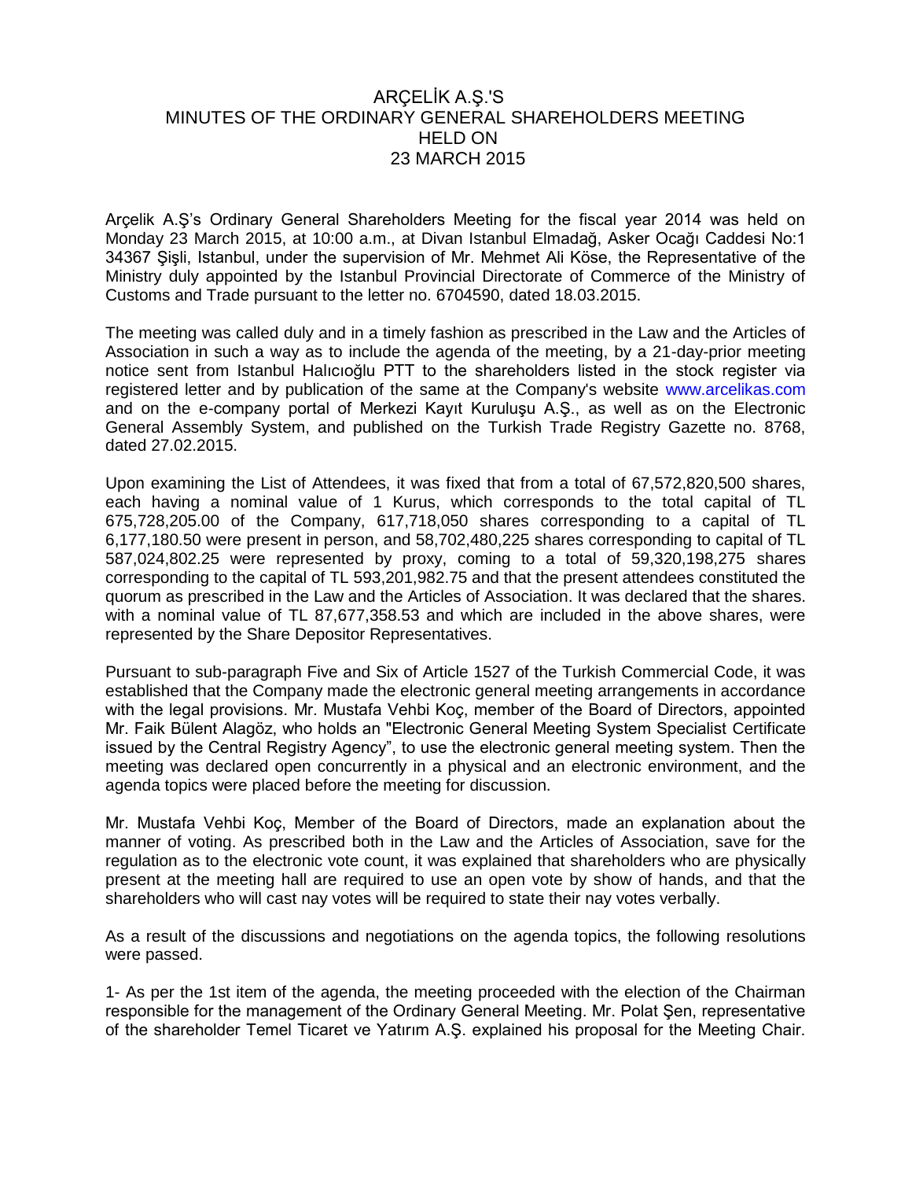# ARÇELİK A.Ş.'S
# MINUTES OF THE ORDINARY GENERAL SHAREHOLDERS MEETING
# HELD ON
# 23 MARCH 2015

Arçelik A.Ş's Ordinary General Shareholders Meeting for the fiscal year 2014 was held on Monday 23 March 2015, at 10:00 a.m., at Divan Istanbul Elmadağ, Asker Ocağı Caddesi No:1 34367 Şişli, Istanbul, under the supervision of Mr. Mehmet Ali Köse, the Representative of the Ministry duly appointed by the Istanbul Provincial Directorate of Commerce of the Ministry of Customs and Trade pursuant to the letter no. 6704590, dated 18.03.2015.

The meeting was called duly and in a timely fashion as prescribed in the Law and the Articles of Association in such a way as to include the agenda of the meeting, by a 21-day-prior meeting notice sent from Istanbul Halıcıoğlu PTT to the shareholders listed in the stock register via registered letter and by publication of the same at the Company's website www.arcelikas.com and on the e-company portal of Merkezi Kayıt Kuruluşu A.Ş., as well as on the Electronic General Assembly System, and published on the Turkish Trade Registry Gazette no. 8768, dated 27.02.2015.

Upon examining the List of Attendees, it was fixed that from a total of 67,572,820,500 shares, each having a nominal value of 1 Kurus, which corresponds to the total capital of TL 675,728,205.00 of the Company, 617,718,050 shares corresponding to a capital of TL 6,177,180.50 were present in person, and 58,702,480,225 shares corresponding to capital of TL 587,024,802.25 were represented by proxy, coming to a total of 59,320,198,275 shares corresponding to the capital of TL 593,201,982.75 and that the present attendees constituted the quorum as prescribed in the Law and the Articles of Association. It was declared that the shares. with a nominal value of TL 87,677,358.53 and which are included in the above shares, were represented by the Share Depositor Representatives.

Pursuant to sub-paragraph Five and Six of Article 1527 of the Turkish Commercial Code, it was established that the Company made the electronic general meeting arrangements in accordance with the legal provisions. Mr. Mustafa Vehbi Koç, member of the Board of Directors, appointed Mr. Faik Bülent Alagöz, who holds an "Electronic General Meeting System Specialist Certificate issued by the Central Registry Agency", to use the electronic general meeting system. Then the meeting was declared open concurrently in a physical and an electronic environment, and the agenda topics were placed before the meeting for discussion.

Mr. Mustafa Vehbi Koç, Member of the Board of Directors, made an explanation about the manner of voting. As prescribed both in the Law and the Articles of Association, save for the regulation as to the electronic vote count, it was explained that shareholders who are physically present at the meeting hall are required to use an open vote by show of hands, and that the shareholders who will cast nay votes will be required to state their nay votes verbally.

As a result of the discussions and negotiations on the agenda topics, the following resolutions were passed.

1- As per the 1st item of the agenda, the meeting proceeded with the election of the Chairman responsible for the management of the Ordinary General Meeting. Mr. Polat Şen, representative of the shareholder Temel Ticaret ve Yatırım A.Ş. explained his proposal for the Meeting Chair.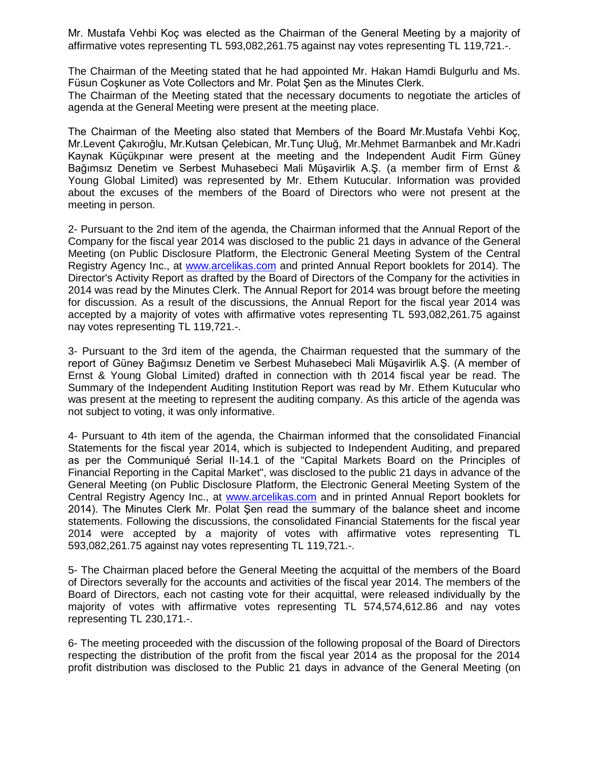Mr. Mustafa Vehbi Koç was elected as the Chairman of the General Meeting by a majority of affirmative votes representing TL 593,082,261.75 against nay votes representing TL 119,721.-.

The Chairman of the Meeting stated that he had appointed Mr. Hakan Hamdi Bulgurlu and Ms. Füsun Coşkuner as Vote Collectors and Mr. Polat Şen as the Minutes Clerk.
The Chairman of the Meeting stated that the necessary documents to negotiate the articles of agenda at the General Meeting were present at the meeting place.

The Chairman of the Meeting also stated that Members of the Board Mr.Mustafa Vehbi Koç, Mr.Levent Çakıroğlu, Mr.Kutsan Çelebican, Mr.Tunç Uluğ, Mr.Mehmet Barmanbek and Mr.Kadri Kaynak Küçükpınar were present at the meeting and the Independent Audit Firm Güney Bağımsız Denetim ve Serbest Muhasebeci Mali Müşavirlik A.Ş. (a member firm of Ernst & Young Global Limited) was represented by Mr. Ethem Kutucular. Information was provided about the excuses of the members of the Board of Directors who were not present at the meeting in person.

2- Pursuant to the 2nd item of the agenda, the Chairman informed that the Annual Report of the Company for the fiscal year 2014 was disclosed to the public 21 days in advance of the General Meeting (on Public Disclosure Platform, the Electronic General Meeting System of the Central Registry Agency Inc., at www.arcelikas.com and printed Annual Report booklets for 2014). The Director's Activity Report as drafted by the Board of Directors of the Company for the activities in 2014 was read by the Minutes Clerk. The Annual Report for 2014 was brougt before the meeting for discussion. As a result of the discussions, the Annual Report for the fiscal year 2014 was accepted by a majority of votes with affirmative votes representing TL 593,082,261.75 against nay votes representing TL 119,721.-.

3- Pursuant to the 3rd item of the agenda, the Chairman requested that the summary of the report of Güney Bağımsız Denetim ve Serbest Muhasebeci Mali Müşavirlik A.Ş. (A member of Ernst & Young Global Limited) drafted in connection with th 2014 fiscal year be read. The Summary of the Independent Auditing Institution Report was read by Mr. Ethem Kutucular who was present at the meeting to represent the auditing company. As this article of the agenda was not subject to voting, it was only informative.

4- Pursuant to 4th item of the agenda, the Chairman informed that the consolidated Financial Statements for the fiscal year 2014, which is subjected to Independent Auditing, and prepared as per the Communiqué Serial II-14.1 of the "Capital Markets Board on the Principles of Financial Reporting in the Capital Market", was disclosed to the public 21 days in advance of the General Meeting (on Public Disclosure Platform, the Electronic General Meeting System of the Central Registry Agency Inc., at www.arcelikas.com and in printed Annual Report booklets for 2014). The Minutes Clerk Mr. Polat Şen read the summary of the balance sheet and income statements. Following the discussions, the consolidated Financial Statements for the fiscal year 2014 were accepted by a majority of votes with affirmative votes representing TL 593,082,261.75 against nay votes representing TL 119,721.-.

5- The Chairman placed before the General Meeting the acquittal of the members of the Board of Directors severally for the accounts and activities of the fiscal year 2014. The members of the Board of Directors, each not casting vote for their acquittal, were released individually by the majority of votes with affirmative votes representing TL 574,574,612.86 and nay votes representing TL 230,171.-.

6- The meeting proceeded with the discussion of the following proposal of the Board of Directors respecting the distribution of the profit from the fiscal year 2014 as the proposal for the 2014 profit distribution was disclosed to the Public 21 days in advance of the General Meeting (on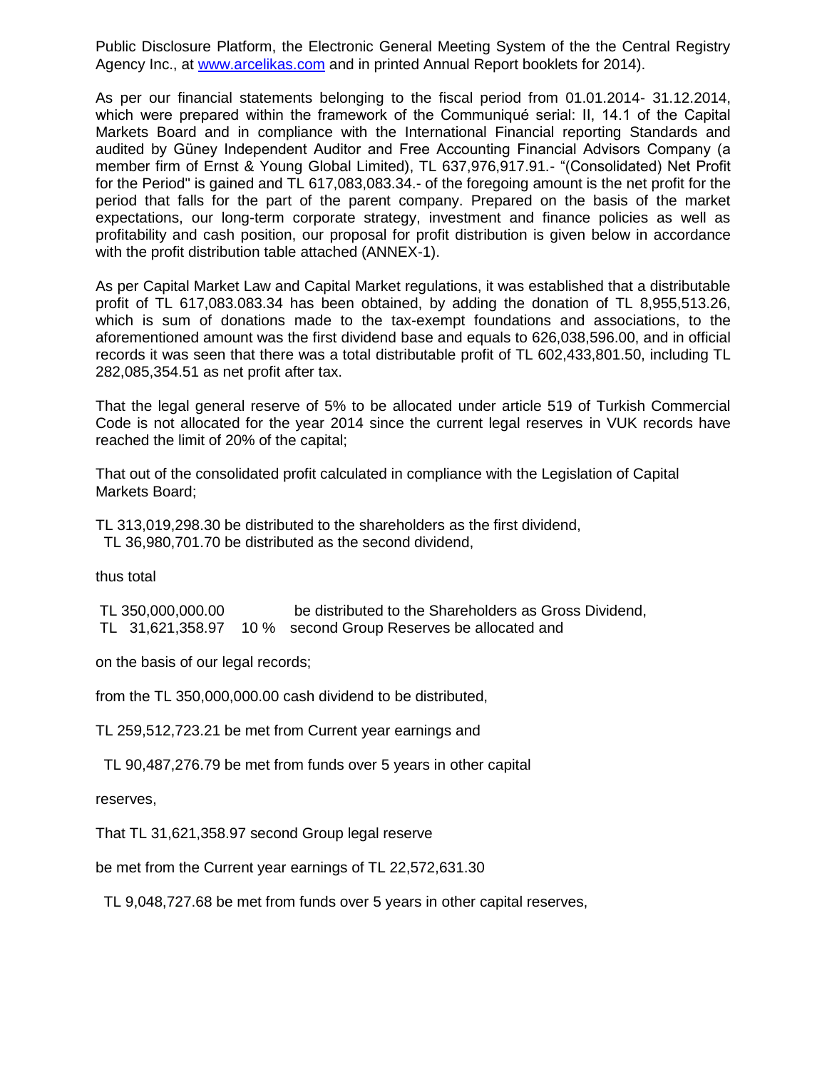Public Disclosure Platform, the Electronic General Meeting System of the the Central Registry Agency Inc., at www.arcelikas.com and in printed Annual Report booklets for 2014).

As per our financial statements belonging to the fiscal period from 01.01.2014- 31.12.2014, which were prepared within the framework of the Communiqué serial: II, 14.1 of the Capital Markets Board and in compliance with the International Financial reporting Standards and audited by Güney Independent Auditor and Free Accounting Financial Advisors Company (a member firm of Ernst & Young Global Limited), TL 637,976,917.91.- "(Consolidated) Net Profit for the Period" is gained and TL 617,083,083.34.- of the foregoing amount is the net profit for the period that falls for the part of the parent company. Prepared on the basis of the market expectations, our long-term corporate strategy, investment and finance policies as well as profitability and cash position, our proposal for profit distribution is given below in accordance with the profit distribution table attached (ANNEX-1).

As per Capital Market Law and Capital Market regulations, it was established that a distributable profit of TL 617,083.083.34 has been obtained, by adding the donation of TL 8,955,513.26, which is sum of donations made to the tax-exempt foundations and associations, to the aforementioned amount was the first dividend base and equals to 626,038,596.00, and in official records it was seen that there was a total distributable profit of TL 602,433,801.50, including TL 282,085,354.51 as net profit after tax.

That the legal general reserve of 5% to be allocated under article 519 of Turkish Commercial Code is not allocated for the year 2014 since the current legal reserves in VUK records have reached the limit of 20% of the capital;

That out of the consolidated profit calculated in compliance with the Legislation of Capital Markets Board;

TL 313,019,298.30 be distributed to the shareholders as the first dividend,
TL 36,980,701.70 be distributed as the second dividend,

thus total

TL 350,000,000.00 be distributed to the Shareholders as Gross Dividend,
TL 31,621,358.97 10 % second Group Reserves be allocated and

on the basis of our legal records;

from the TL 350,000,000.00 cash dividend to be distributed,

TL 259,512,723.21 be met from Current year earnings and

TL 90,487,276.79 be met from funds over 5 years in other capital

reserves,

That TL 31,621,358.97 second Group legal reserve

be met from the Current year earnings of TL 22,572,631.30

TL 9,048,727.68 be met from funds over 5 years in other capital reserves,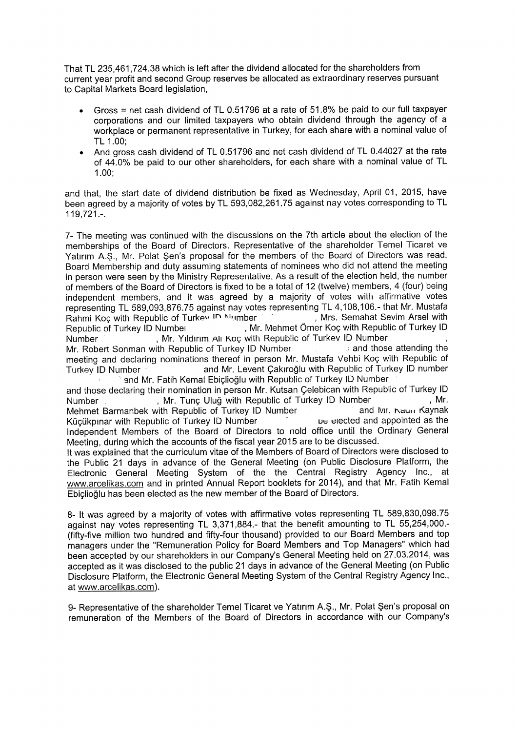That TL 235,461,724.38 which is left after the dividend allocated for the shareholders from current year profit and second Group reserves be allocated as extraordinary reserves pursuant to Capital Markets Board legislation,

- Gross = net cash dividend of TL 0.51796 at a rate of 51.8% be paid to our full taxpayer corporations and our limited taxpayers who obtain dividend through the agency of a workplace or permanent representative in Turkey, for each share with a nominal value of TL 1.00;
- And gross cash dividend of TL 0.51796 and net cash dividend of TL 0.44027 at the rate of 44.0% be paid to our other shareholders, for each share with a nominal value of TL 1.00;

and that, the start date of dividend distribution be fixed as Wednesday, April 01, 2015, have been agreed by a majority of votes by TL 593,082,261.75 against nay votes corresponding to TL 119,721.-.

7- The meeting was continued with the discussions on the 7th article about the election of the memberships of the Board of Directors. Representative of the shareholder Temel Ticaret ve Yatırım A.Ş., Mr. Polat Şen's proposal for the members of the Board of Directors was read. Board Membership and duty assuming statements of nominees who did not attend the meeting in person were seen by the Ministry Representative. As a result of the election held, the number of members of the Board of Directors is fixed to be a total of 12 (twelve) members, 4 (four) being independent members, and it was agreed by a majority of votes with affirmative votes representing TL 589,093,876.75 against nay votes representing TL 4,108,106.- that Mr. Mustafa Rahmi Koç with Republic of Turkey ID Number , Mrs. Semahat Sevim Arsel with Republic of Turkey ID Number , Mr. Mehmet Ömer Koç with Republic of Turkey ID Number , Mr. Yıldırım Ali Koç with Republic of Turkey ID Number , Mr. Robert Sonman with Republic of Turkey ID Number and those attending the meeting and declaring nominations thereof in person Mr. Mustafa Vehbi Koç with Republic of Turkey ID Number and Mr. Levent Çakıroğlu with Republic of Turkey ID number and Mr. Fatih Kemal Ebiçlioğlu with Republic of Turkey ID Number and those declaring their nomination in person Mr. Kutsan Çelebican with Republic of Turkey ID Number , Mr. Tunç Uluğ with Republic of Turkey ID Number , Mr. Mehmet Barmanbek with Republic of Turkey ID Number and Mr. Kadri Kaynak Küçükpınar with Republic of Turkey ID Number be elected and appointed as the Independent Members of the Board of Directors to hold office until the Ordinary General Meeting, during which the accounts of the fiscal year 2015 are to be discussed.

It was explained that the curriculum vitae of the Members of Board of Directors were disclosed to the Public 21 days in advance of the General Meeting (on Public Disclosure Platform, the Electronic General Meeting System of the the Central Registry Agency Inc., at www.arcelikas.com and in printed Annual Report booklets for 2014), and that Mr. Fatih Kemal Ebiçlioğlu has been elected as the new member of the Board of Directors.

8- It was agreed by a majority of votes with affirmative votes representing TL 589,830,098.75 against nay votes representing TL 3,371,884.- that the benefit amounting to TL 55,254,000.- (fifty-five million two hundred and fifty-four thousand) provided to our Board Members and top managers under the "Remuneration Policy for Board Members and Top Managers" which had been accepted by our shareholders in our Company's General Meeting held on 27.03.2014, was accepted as it was disclosed to the public 21 days in advance of the General Meeting (on Public Disclosure Platform, the Electronic General Meeting System of the Central Registry Agency Inc., at www.arcelikas.com).

9- Representative of the shareholder Temel Ticaret ve Yatırım A.Ş., Mr. Polat Şen's proposal on remuneration of the Members of the Board of Directors in accordance with our Company's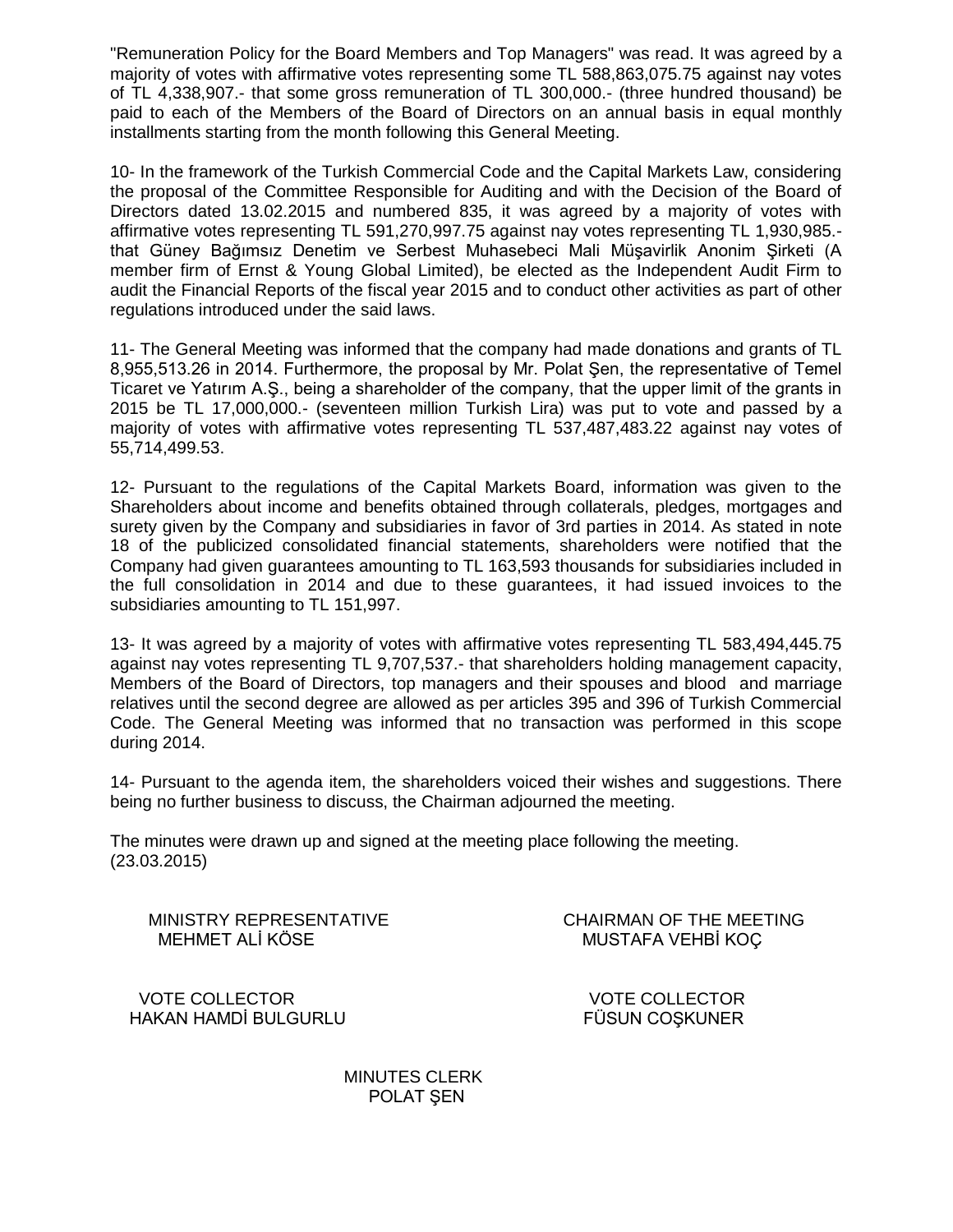"Remuneration Policy for the Board Members and Top Managers" was read. It was agreed by a majority of votes with affirmative votes representing some TL 588,863,075.75 against nay votes of TL 4,338,907.- that some gross remuneration of TL 300,000.- (three hundred thousand) be paid to each of the Members of the Board of Directors on an annual basis in equal monthly installments starting from the month following this General Meeting.

10- In the framework of the Turkish Commercial Code and the Capital Markets Law, considering the proposal of the Committee Responsible for Auditing and with the Decision of the Board of Directors dated 13.02.2015 and numbered 835, it was agreed by a majority of votes with affirmative votes representing TL 591,270,997.75 against nay votes representing TL 1,930,985.- that Güney Bağımsız Denetim ve Serbest Muhasebeci Mali Müşavirlik Anonim Şirketi (A member firm of Ernst & Young Global Limited), be elected as the Independent Audit Firm to audit the Financial Reports of the fiscal year 2015 and to conduct other activities as part of other regulations introduced under the said laws.

11- The General Meeting was informed that the company had made donations and grants of TL 8,955,513.26 in 2014. Furthermore, the proposal by Mr. Polat Şen, the representative of Temel Ticaret ve Yatırım A.Ş., being a shareholder of the company, that the upper limit of the grants in 2015 be TL 17,000,000.- (seventeen million Turkish Lira) was put to vote and passed by a majority of votes with affirmative votes representing TL 537,487,483.22 against nay votes of 55,714,499.53.

12- Pursuant to the regulations of the Capital Markets Board, information was given to the Shareholders about income and benefits obtained through collaterals, pledges, mortgages and surety given by the Company and subsidiaries in favor of 3rd parties in 2014. As stated in note 18 of the publicized consolidated financial statements, shareholders were notified that the Company had given guarantees amounting to TL 163,593 thousands for subsidiaries included in the full consolidation in 2014 and due to these guarantees, it had issued invoices to the subsidiaries amounting to TL 151,997.

13- It was agreed by a majority of votes with affirmative votes representing TL 583,494,445.75 against nay votes representing TL 9,707,537.- that shareholders holding management capacity, Members of the Board of Directors, top managers and their spouses and blood and marriage relatives until the second degree are allowed as per articles 395 and 396 of Turkish Commercial Code. The General Meeting was informed that no transaction was performed in this scope during 2014.

14- Pursuant to the agenda item, the shareholders voiced their wishes and suggestions. There being no further business to discuss, the Chairman adjourned the meeting.

The minutes were drawn up and signed at the meeting place following the meeting.
(23.03.2015)

| | |
|---|---|
| MINISTRY REPRESENTATIVE<br>MEHMET ALİ KÖSE | CHAIRMAN OF THE MEETING<br>MUSTAFA VEHBİ KOÇ |
| VOTE COLLECTOR<br>HAKAN HAMDİ BULGURLU | VOTE COLLECTOR<br>FÜSUN COŞKUNER |

MINUTES CLERK
POLAT ŞEN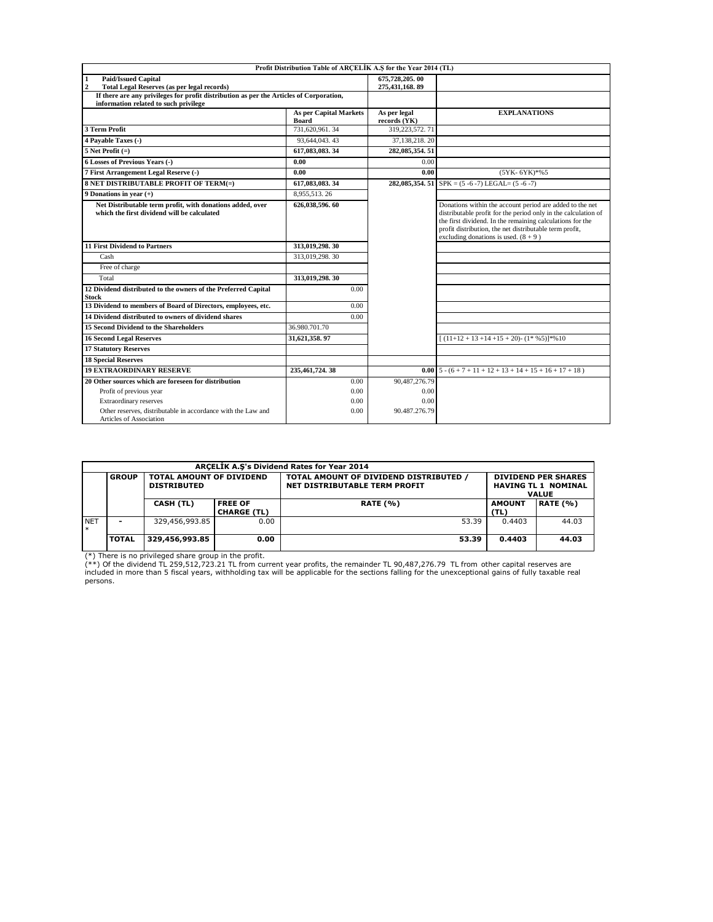| Profit Distribution Table of ARÇELİK A.Ş for the Year 2014 (TL) | | | |
|---|---|---|---|
| 1 Paid/Issued Capital | | 675,728,205. 00 | |
| 2 Total Legal Reserves (as per legal records) | | 275,431,168. 89 | |
| If there are any privileges for profit distribution as per the Articles of Corporation, information related to such privilege | | | |
| | **As per Capital Markets Board** | **As per legal records (YK)** | **EXPLANATIONS** |
| **3 Term Profit** | 731,620,961. 34 | 319,223,572. 71 | |
| **4 Payable Taxes (-)** | 93,644,043. 43 | 37,138,218. 20 | |
| **5 Net Profit (=)** | **617,083,083. 34** | **282,085,354. 51** | |
| **6 Losses of Previous Years (-)** | **0.00** | 0.00 | |
| **7 First Arrangement Legal Reserve (-)** | **0.00** | **0.00** | (5YK- 6YK)*%5 |
| **8 NET DISTRIBUTABLE PROFIT OF TERM(=)** | **617,083,083. 34** | **282,085,354. 51** | SPK = (5 -6 -7) LEGAL= (5 -6 -7) |
| **9 Donations in year (+)** | 8,955,513. 26 | | |
| **Net Distributable term profit, with donations added, over which the first dividend will be calculated** | **626,038,596. 60** | | Donations within the account period are added to the net distributable profit for the period only in the calculation of the first dividend. In the remaining calculations for the profit distribution, the net distributable term profit, excluding donations is used. (8 + 9 ) |
| **11 First Dividend to Partners** | **313,019,298. 30** | | |
| Cash | 313,019,298. 30 | | |
| Free of charge | | | |
| Total | **313,019,298. 30** | | |
| **12 Dividend distributed to the owners of the Preferred Capital Stock** | 0.00 | | |
| **13 Dividend to members of Board of Directors, employees, etc.** | 0.00 | | |
| **14 Dividend distributed to owners of dividend shares** | 0.00 | | |
| **15 Second Dividend to the Shareholders** | 36.980.701.70 | | |
| **16 Second Legal Reserves** | **31,621,358. 97** | | [ (11+12 + 13 +14 +15 + 20)- (1* %5)]*%10 |
| **17 Statutory Reserves** | | | |
| **18 Special Reserves** | | | |
| **19 EXTRAORDINARY RESERVE** | **235,461,724. 38** | **0.00** | 5 - (6 + 7 + 11 + 12 + 13 + 14 + 15 + 16 + 17 + 18 ) |
| **20 Other sources which are foreseen for distribution** | 0.00 | 90,487,276.79 | |
| Profit of previous year | 0.00 | 0.00 | |
| Extraordinary reserves | 0.00 | 0.00 | |
| Other reserves, distributable in accordance with the Law and Articles of Association | 0.00 | 90.487.276.79 | |

| ARÇELİK A.Ş's Dividend Rates for Year 2014 | | | | | | |
|---|---|---|---|---|---|---|
| | **GROUP** | **TOTAL AMOUNT OF DIVIDEND DISTRIBUTED** | | **TOTAL AMOUNT OF DIVIDEND DISTRIBUTED / NET DISTRIBUTABLE TERM PROFIT** | **DIVIDEND PER SHARES HAVING TL 1 NOMINAL VALUE** | |
| | | **CASH (TL)** | **FREE OF CHARGE (TL)** | **RATE (%)** | **AMOUNT (TL)** | **RATE (%)** |
| NET * | - | 329,456,993.85 | 0.00 | 53.39 | 0.4403 | 44.03 |
| | **TOTAL** | **329,456,993.85** | **0.00** | **53.39** | **0.4403** | **44.03** |

(*) There is no privileged share group in the profit.
(**) Of the dividend TL 259,512,723.21 TL from current year profits, the remainder TL 90,487,276.79 TL from other capital reserves are included in more than 5 fiscal years, withholding tax will be applicable for the sections falling for the unexceptional gains of fully taxable real persons.